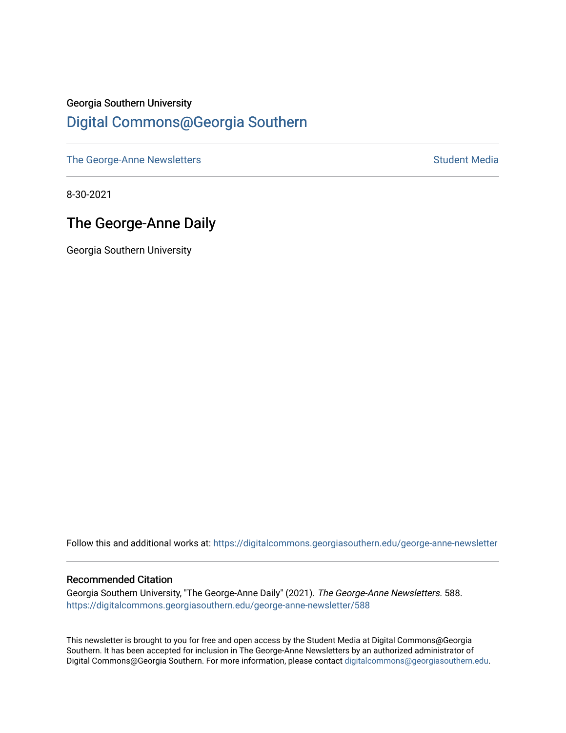Georgia Southern University

# Digital Commons@Georgia Southern

The George-Anne Newsletters | Student Media

8-30-2021

## The George-Anne Daily

Georgia Southern University

Follow this and additional works at: https://digitalcommons.georgiasouthern.edu/george-anne-newsletter

### Recommended Citation

Georgia Southern University, "The George-Anne Daily" (2021). *The George-Anne Newsletters*. 588.
https://digitalcommons.georgiasouthern.edu/george-anne-newsletter/588

This newsletter is brought to you for free and open access by the Student Media at Digital Commons@Georgia Southern. It has been accepted for inclusion in The George-Anne Newsletters by an authorized administrator of Digital Commons@Georgia Southern. For more information, please contact digitalcommons@georgiasouthern.edu.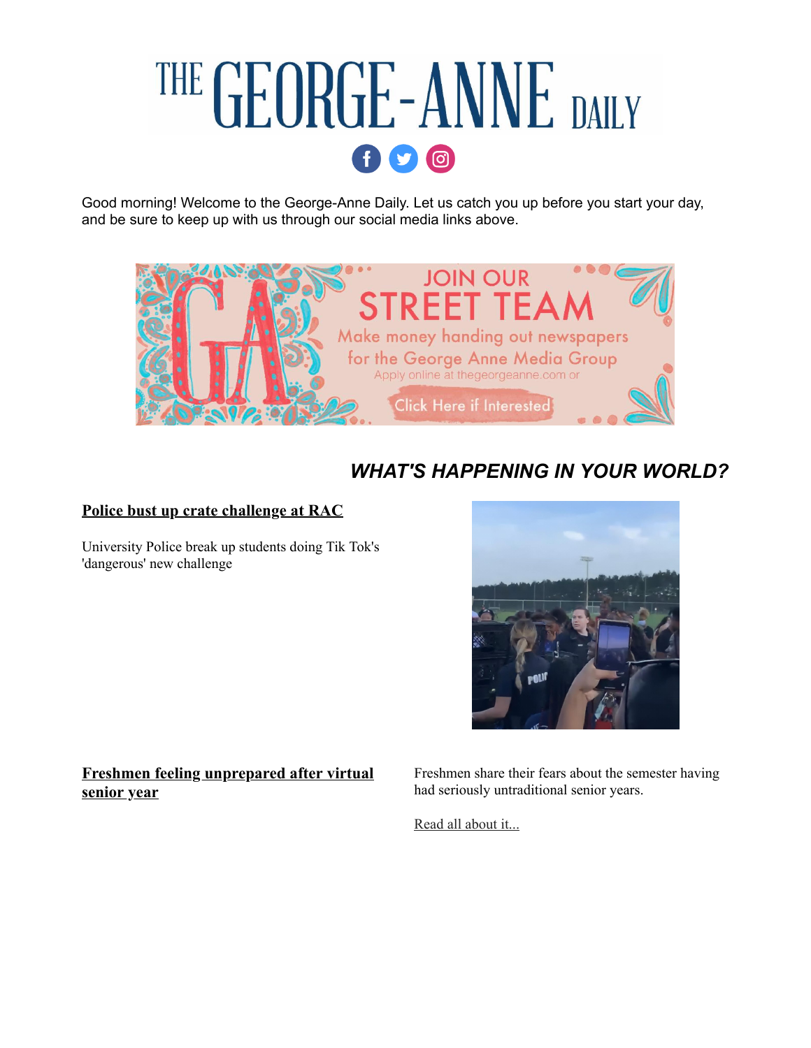# THE GEORGE-ANNE DAILY

Good morning! Welcome to the George-Anne Daily. Let us catch you up before you start your day, and be sure to keep up with us through our social media links above.

JOIN OUR STREET TEAM

Make money handing out newspapers for the George Anne Media Group

Apply online at thegeorgeanne.com or

Click Here if Interested

## *WHAT'S HAPPENING IN YOUR WORLD?*

### Police bust up crate challenge at RAC

University Police break up students doing Tik Tok's 'dangerous' new challenge

### Freshmen feeling unprepared after virtual senior year

Freshmen share their fears about the semester having had seriously untraditional senior years.

Read all about it...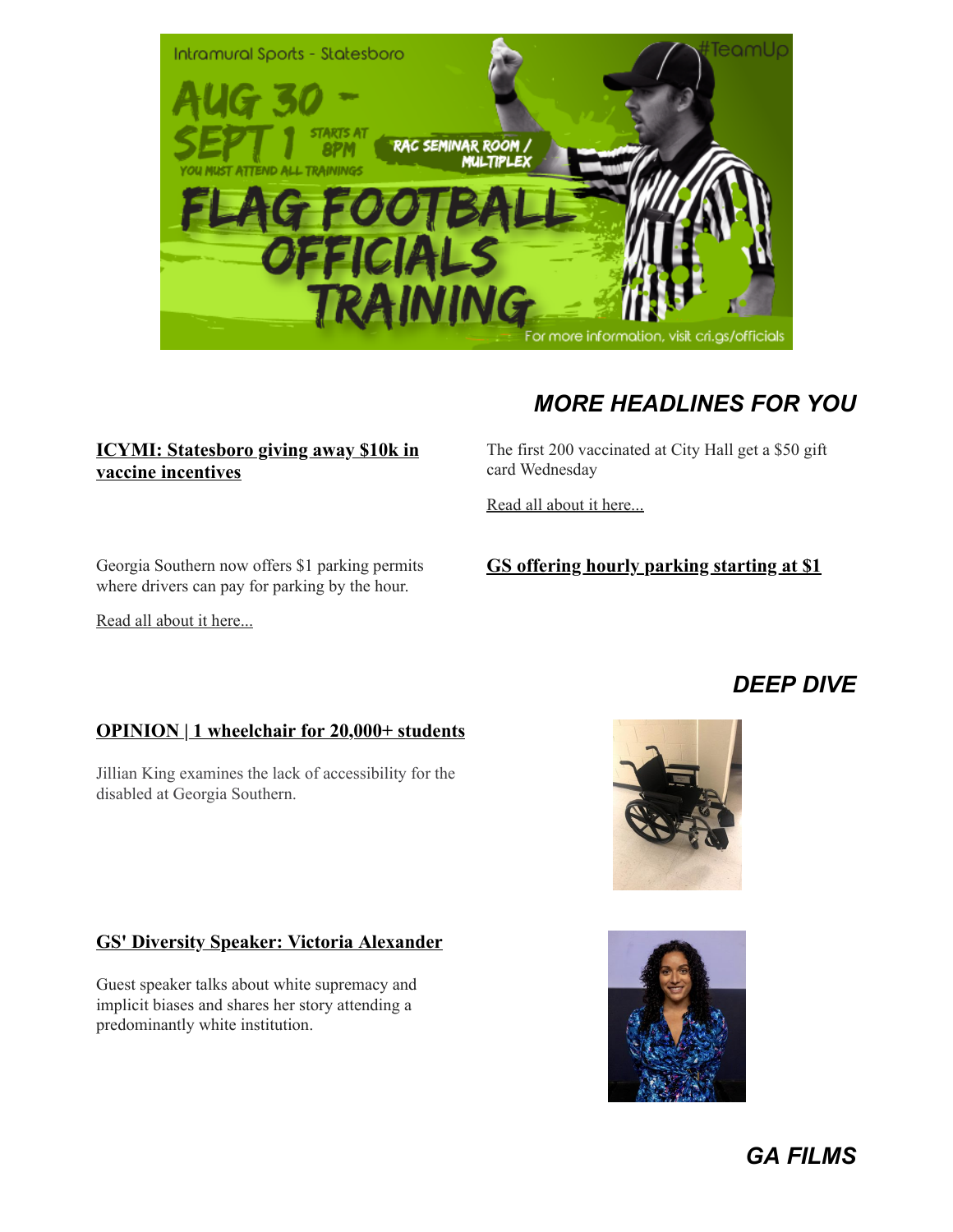Intramural Sports - Statesboro

#TeamUp

AUG 30 - SEPT 1 STARTS AT 8PM

YOU MUST ATTEND ALL TRAININGS

RAC SEMINAR ROOM / MULTIPLEX

FLAG FOOTBALL OFFICIALS TRAINING

For more information, visit cri.gs/officials

## *MORE HEADLINES FOR YOU*

**ICYMI: Statesboro giving away $10k in vaccine incentives**

The first 200 vaccinated at City Hall get a $50 gift card Wednesday

Read all about it here...

**GS offering hourly parking starting at $1**

Georgia Southern now offers $1 parking permits where drivers can pay for parking by the hour.

Read all about it here...

## *DEEP DIVE*

**OPINION | 1 wheelchair for 20,000+ students**

Jillian King examines the lack of accessibility for the disabled at Georgia Southern.

**GS' Diversity Speaker: Victoria Alexander**

Guest speaker talks about white supremacy and implicit biases and shares her story attending a predominantly white institution.

## *GA FILMS*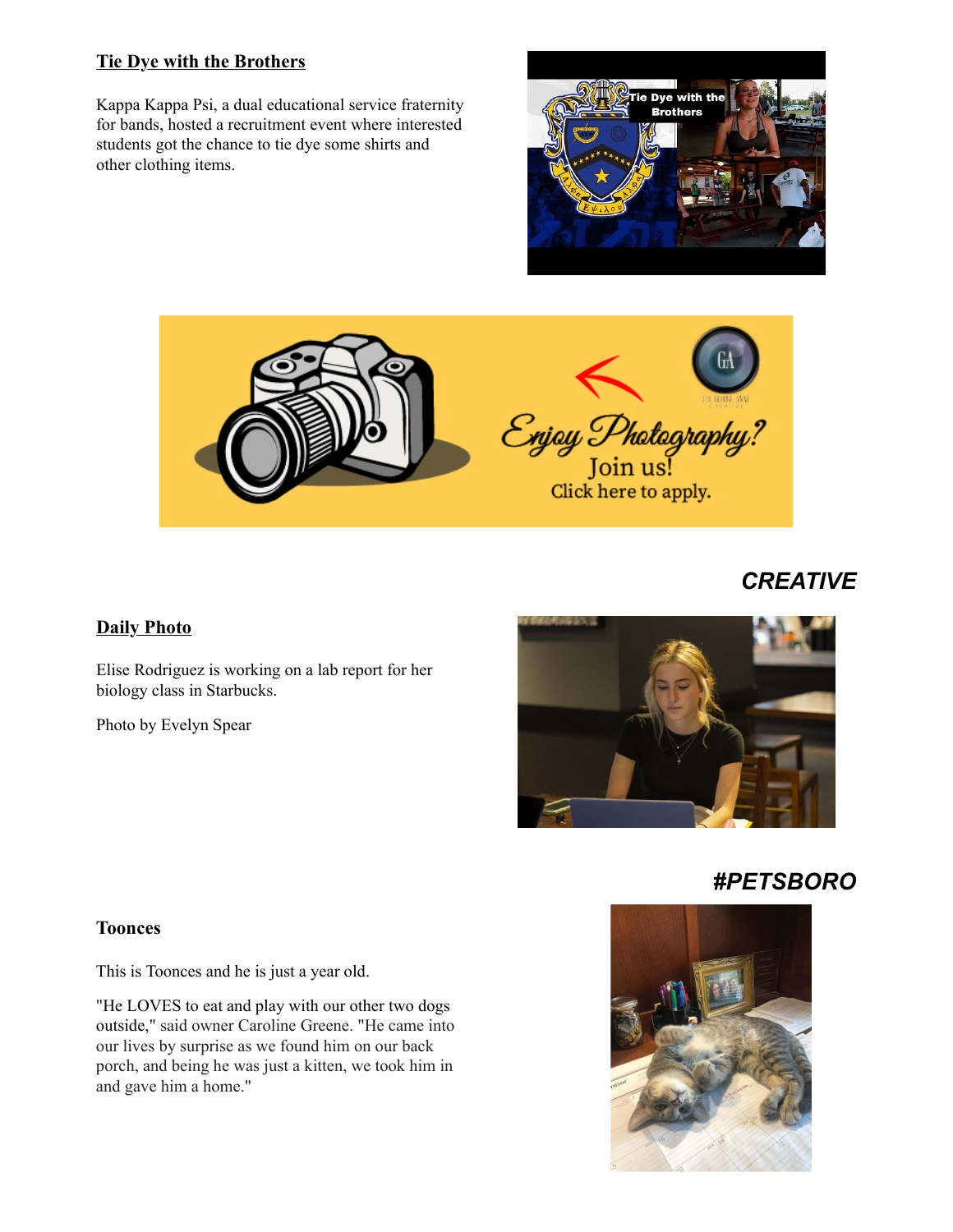**Tie Dye with the Brothers**

Kappa Kappa Psi, a dual educational service fraternity for bands, hosted a recruitment event where interested students got the chance to tie dye some shirts and other clothing items.

***CREATIVE***

**Daily Photo**

Elise Rodriguez is working on a lab report for her biology class in Starbucks.

Photo by Evelyn Spear

***#PETSBORO***

**Toonces**

This is Toonces and he is just a year old.

"He LOVES to eat and play with our other two dogs outside," said owner Caroline Greene. "He came into our lives by surprise as we found him on our back porch, and being he was just a kitten, we took him in and gave him a home."